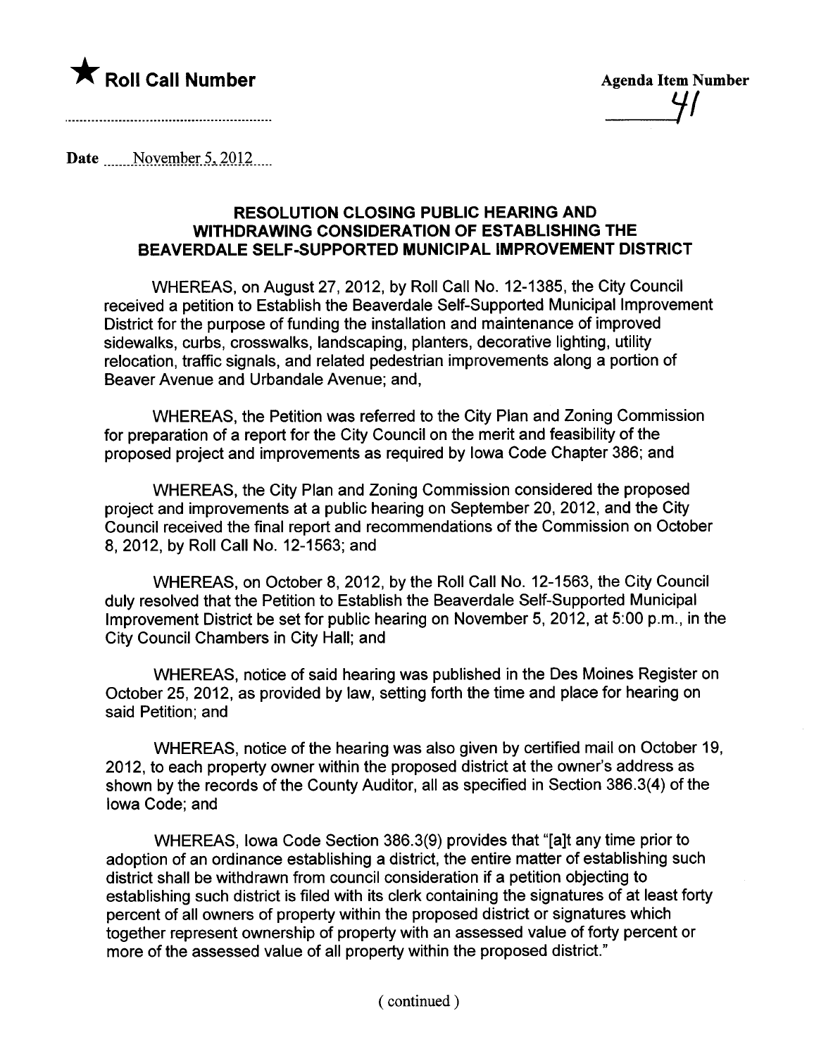★ **Roll Call Number**

**Agenda Item Number**
41

Date November 5, 2012

## RESOLUTION CLOSING PUBLIC HEARING AND WITHDRAWING CONSIDERATION OF ESTABLISHING THE BEAVERDALE SELF-SUPPORTED MUNICIPAL IMPROVEMENT DISTRICT

WHEREAS, on August 27, 2012, by Roll Call No. 12-1385, the City Council received a petition to Establish the Beaverdale Self-Supported Municipal Improvement District for the purpose of funding the installation and maintenance of improved sidewalks, curbs, crosswalks, landscaping, planters, decorative lighting, utility relocation, traffic signals, and related pedestrian improvements along a portion of Beaver Avenue and Urbandale Avenue; and,

WHEREAS, the Petition was referred to the City Plan and Zoning Commission for preparation of a report for the City Council on the merit and feasibility of the proposed project and improvements as required by Iowa Code Chapter 386; and

WHEREAS, the City Plan and Zoning Commission considered the proposed project and improvements at a public hearing on September 20, 2012, and the City Council received the final report and recommendations of the Commission on October 8, 2012, by Roll Call No. 12-1563; and

WHEREAS, on October 8, 2012, by the Roll Call No. 12-1563, the City Council duly resolved that the Petition to Establish the Beaverdale Self-Supported Municipal Improvement District be set for public hearing on November 5, 2012, at 5:00 p.m., in the City Council Chambers in City Hall; and

WHEREAS, notice of said hearing was published in the Des Moines Register on October 25, 2012, as provided by law, setting forth the time and place for hearing on said Petition; and

WHEREAS, notice of the hearing was also given by certified mail on October 19, 2012, to each property owner within the proposed district at the owner's address as shown by the records of the County Auditor, all as specified in Section 386.3(4) of the Iowa Code; and

WHEREAS, Iowa Code Section 386.3(9) provides that "[a]t any time prior to adoption of an ordinance establishing a district, the entire matter of establishing such district shall be withdrawn from council consideration if a petition objecting to establishing such district is filed with its clerk containing the signatures of at least forty percent of all owners of property within the proposed district or signatures which together represent ownership of property with an assessed value of forty percent or more of the assessed value of all property within the proposed district."

( continued )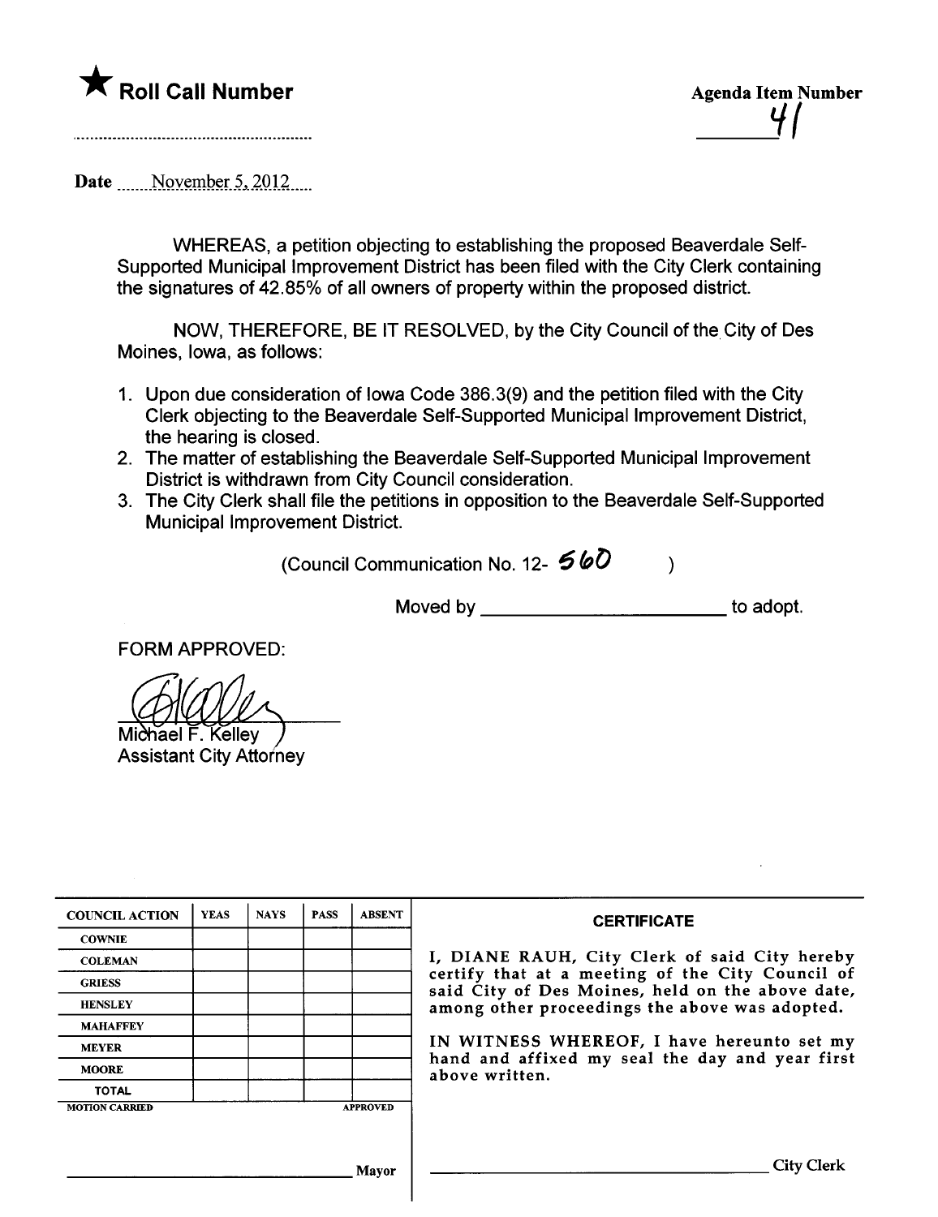★ **Roll Call Number**

........................................................

**Agenda Item Number**

41

**Date** November 5, 2012

WHEREAS, a petition objecting to establishing the proposed Beaverdale Self-Supported Municipal Improvement District has been filed with the City Clerk containing the signatures of 42.85% of all owners of property within the proposed district.

NOW, THEREFORE, BE IT RESOLVED, by the City Council of the City of Des Moines, Iowa, as follows:

1. Upon due consideration of Iowa Code 386.3(9) and the petition filed with the City Clerk objecting to the Beaverdale Self-Supported Municipal Improvement District, the hearing is closed.
2. The matter of establishing the Beaverdale Self-Supported Municipal Improvement District is withdrawn from City Council consideration.
3. The City Clerk shall file the petitions in opposition to the Beaverdale Self-Supported Municipal Improvement District.

(Council Communication No. 12- 560 )

Moved by ________________________ to adopt.

FORM APPROVED:

Michael F. Kelley
Assistant City Attorney

| COUNCIL ACTION | YEAS | NAYS | PASS | ABSENT |
|---|---|---|---|---|
| COWNIE | | | | |
| COLEMAN | | | | |
| GRIESS | | | | |
| HENSLEY | | | | |
| MAHAFFEY | | | | |
| MEYER | | | | |
| MOORE | | | | |
| TOTAL | | | | |
| MOTION CARRIED | | | | APPROVED |

________________________ Mayor

**CERTIFICATE**

I, DIANE RAUH, City Clerk of said City hereby certify that at a meeting of the City Council of said City of Des Moines, held on the above date, among other proceedings the above was adopted.

IN WITNESS WHEREOF, I have hereunto set my hand and affixed my seal the day and year first above written.

________________________ City Clerk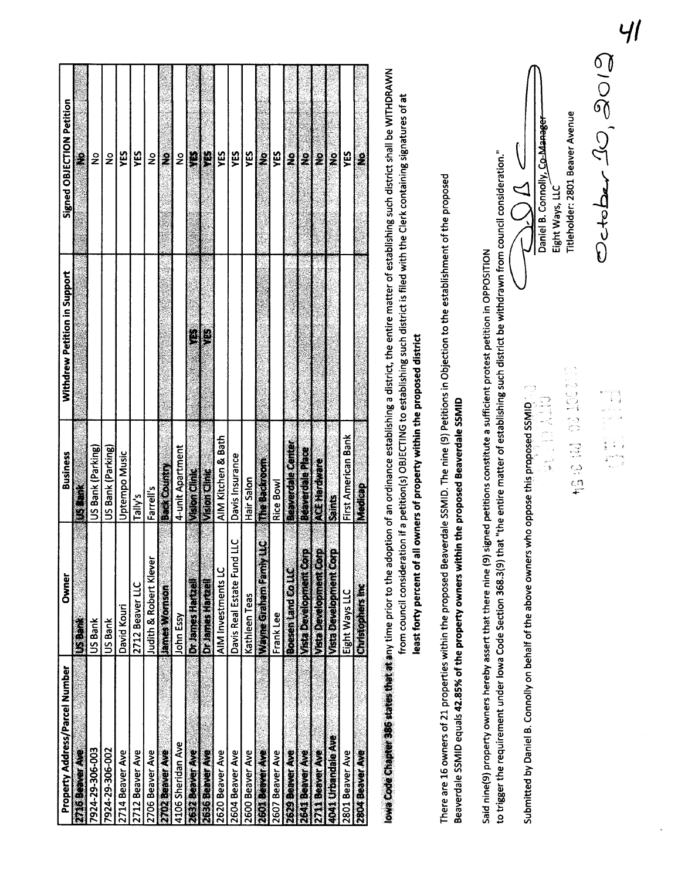| Property Address/Parcel Number | Owner | Business | Withdrew Petition in Support | Signed OBJECTION Petition |
|---|---|---|---|---|
| 2716 Beaver Ave | US Bank | US Bank | | No |
| 7924-29-306-003 | US Bank | US Bank (Parking) | | No |
| 7924-29-306-002 | US Bank | US Bank (Parking) | | No |
| 2714 Beaver Ave | David Kouri | Uptempo Music | | YES |
| 2712 Beaver Ave | 2712 Beaver LLC | Tally's | | YES |
| 2706 Beaver Ave | Judith & Robert Klever | Farrell's | | No |
| 2702 Beaver Ave | James Womson | Back Country | | No |
| 4106 Sheridan Ave | John Essy | 4-unit Apartment | | No |
| 2632 Beaver Ave | Dr James Hartzell | Vision Clinic | YES | YES |
| 2636 Beaver Ave | Dr James Hartzell | Vision Clinic | YES | YES |
| 2620 Beaver Ave | AIM Investments LC | AIM Kitchen & Bath | | YES |
| 2604 Beaver Ave | Davis Real Estate Fund LLC | Davis Insurance | | YES |
| 2600 Beaver Ave | Kathleen Teas | Hair Salon | | YES |
| 2601 Beaver Ave | Wayne Graham Family LLC | The Backroom | | No |
| 2607 Beaver Ave | Frank Lee | Rice Bowl | | YES |
| 2629 Beaver Ave | Boesen Land Co LLC | Beaverdale Center | | No |
| 2641 Beaver Ave | Vista Development Corp | Beaverdale Place | | No |
| 2711 Beaver Ave | Vista Development Corp | ACE Hardware | | No |
| 4041 Urbandale Ave | Vista Development Corp | Saints | | No |
| 2801 Beaver Ave | Eight Ways LLC | First American Bank | | YES |
| 2804 Beaver Ave | Christophers Inc | Medicap | | No |

Iowa Code Chapter 386 states that at any time prior to the adoption of an ordinance establishing a district, the entire matter of establishing such district shall be WITHDRAWN from council consideration if a petition(s) OBJECTING to establishing such district is filed with the Clerk containing signatures of at **least forty percent of all owners of property within the proposed district**

There are 16 owners of 21 properties within the proposed Beaverdale SSMID. The nine (9) Petitions in Objection to the establishment of the proposed Beaverdale SSMID equals **42.85% of the property owners within the proposed Beaverdale SSMID**

Said nine(9) property owners hereby assert that there nine (9) signed petitions constitute a sufficient protest petition in OPPOSITION to trigger the requirement under Iowa Code Section 368.3(9) that "the entire matter of establishing such district be withdrawn from council consideration."

Submitted by Daniel B. Connolly on behalf of the above owners who oppose this proposed SSMID

Daniel B. Connolly, Co-Manager
Eight Ways, LLC
Titleholder: 2801 Beaver Avenue

October 30, 2012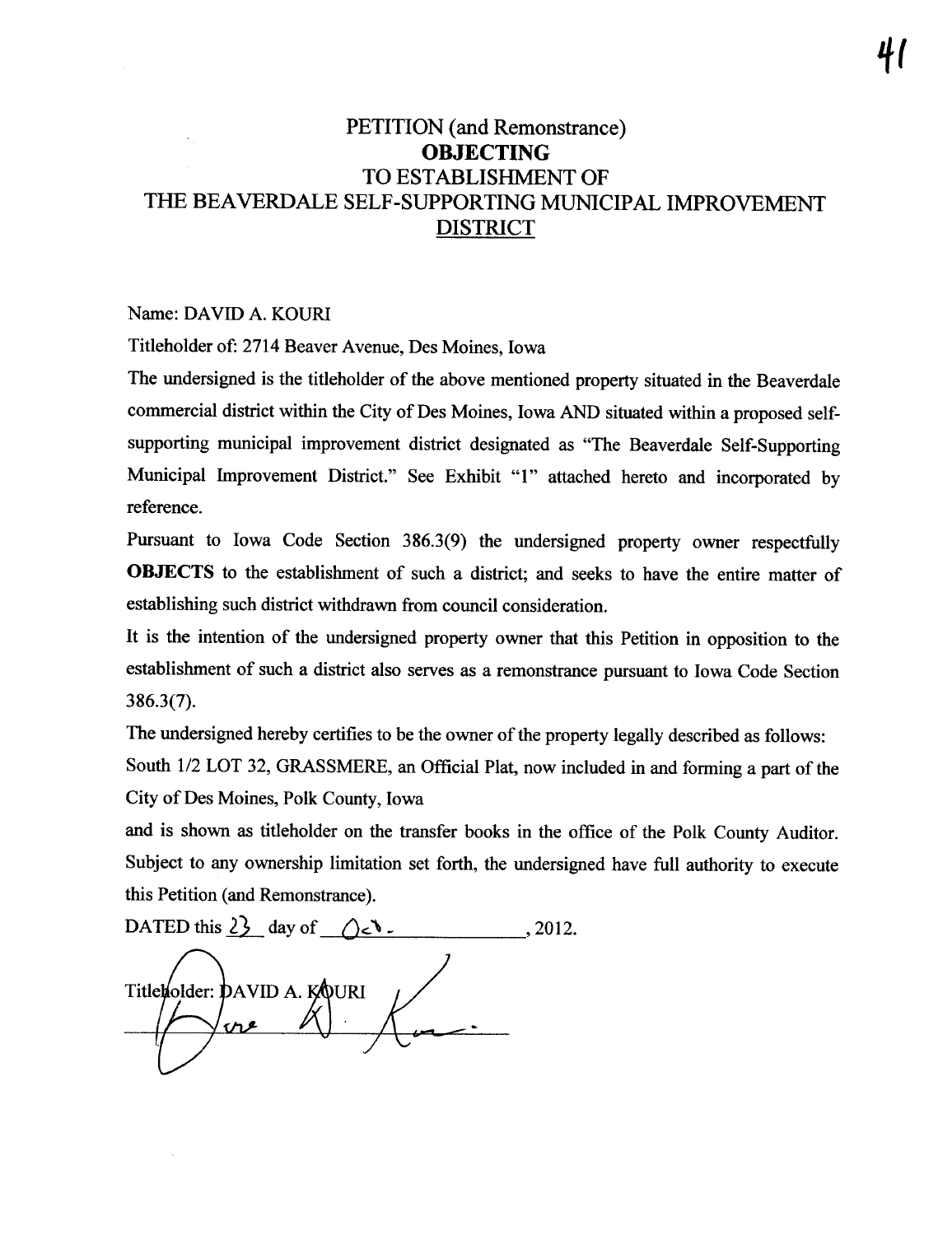# PETITION (and Remonstrance)
# **OBJECTING**
# TO ESTABLISHMENT OF
# THE BEAVERDALE SELF-SUPPORTING MUNICIPAL IMPROVEMENT DISTRICT

Name: DAVID A. KOURI

Titleholder of: 2714 Beaver Avenue, Des Moines, Iowa

The undersigned is the titleholder of the above mentioned property situated in the Beaverdale commercial district within the City of Des Moines, Iowa AND situated within a proposed self-supporting municipal improvement district designated as "The Beaverdale Self-Supporting Municipal Improvement District." See Exhibit "1" attached hereto and incorporated by reference.

Pursuant to Iowa Code Section 386.3(9) the undersigned property owner respectfully **OBJECTS** to the establishment of such a district; and seeks to have the entire matter of establishing such district withdrawn from council consideration.

It is the intention of the undersigned property owner that this Petition in opposition to the establishment of such a district also serves as a remonstrance pursuant to Iowa Code Section 386.3(7).

The undersigned hereby certifies to be the owner of the property legally described as follows:

South 1/2 LOT 32, GRASSMERE, an Official Plat, now included in and forming a part of the City of Des Moines, Polk County, Iowa

and is shown as titleholder on the transfer books in the office of the Polk County Auditor. Subject to any ownership limitation set forth, the undersigned have full authority to execute this Petition (and Remonstrance).

DATED this 23 day of Oct., 2012.

Titleholder: DAVID A. KOURI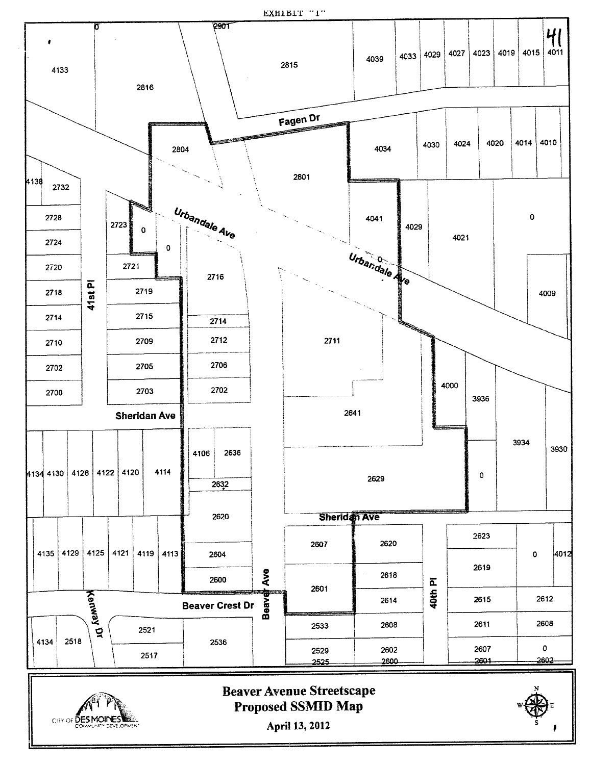EXHIBIT "1"

41

# Beaver Avenue Streetscape

## Proposed SSMID Map

April 13, 2012

CITY OF DES MOINES COMMUNITY DEVELOPMENT

Fagen Dr

Urbandale Ave

Sheridan Ave

41st Pl

40th Pl

Beaver Ave

Beaver Crest Dr

Kenway Dr

4133 2816 2815 4039 4033 4029 4027 4023 4019 4015 4011 2901 0

2804 2801 4034 4030 4024 4020 4014 4010

4138 2732 2728 2724 2720 2718 2714 2710 2702 2700

2723 0 0 2721 2719 2715 2709 2705 2703

2716 2714 2712 2706 2702

4041 4029 4021 0 0 4009

2711 2641 2629 4000 3936 3934 3930 0

4134 4130 4126 4122 4120 4114

4106 2636 2632 2620 2604 2600

4135 4129 4125 4121 4119 4113

2607 2601 2620 2618 2614 2608 2602 2600

2533 2529 2525

2623 2619 2615 2611 2607 2601 0 4012 2612 2608 0 2602

4134 2518 2521 2517 2536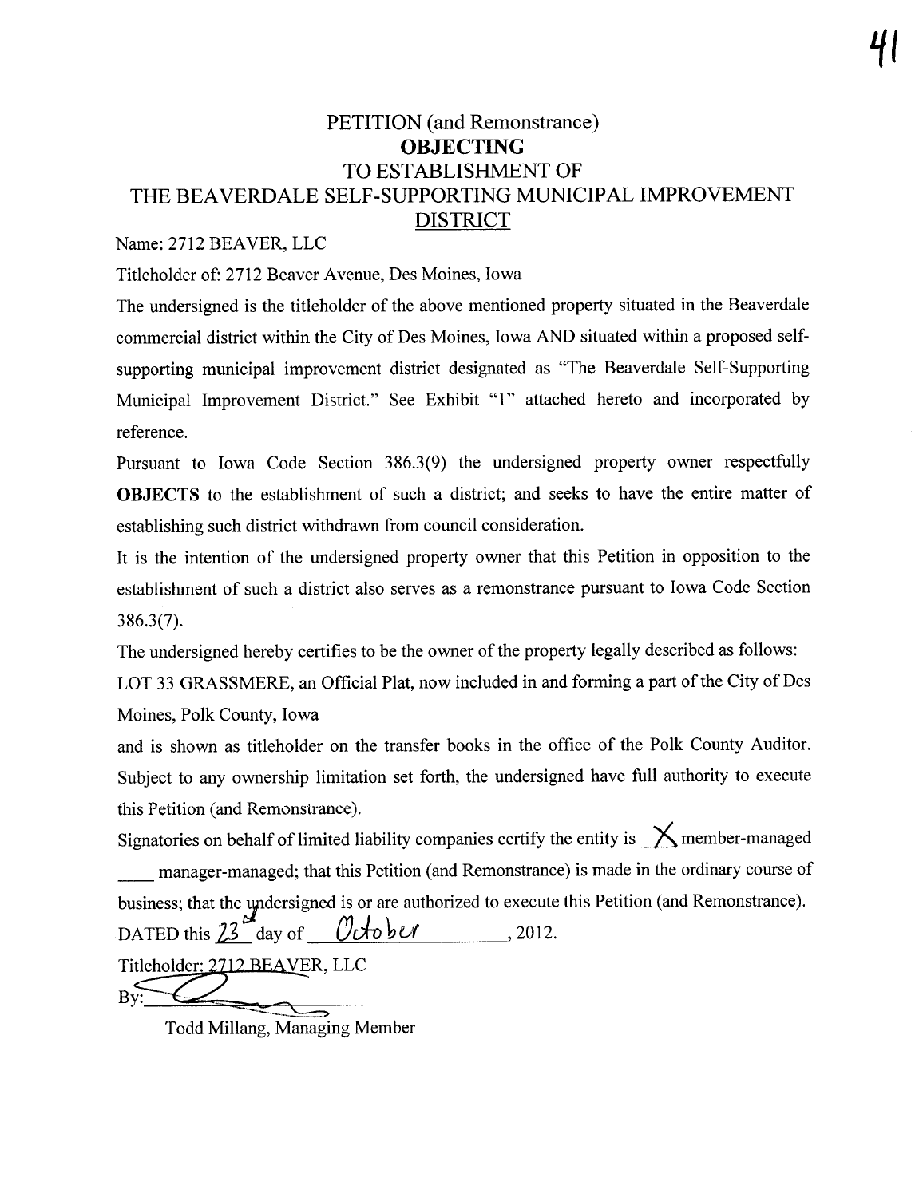# PETITION (and Remonstrance)
# OBJECTING
# TO ESTABLISHMENT OF
# THE BEAVERDALE SELF-SUPPORTING MUNICIPAL IMPROVEMENT DISTRICT

Name: 2712 BEAVER, LLC

Titleholder of: 2712 Beaver Avenue, Des Moines, Iowa

The undersigned is the titleholder of the above mentioned property situated in the Beaverdale commercial district within the City of Des Moines, Iowa AND situated within a proposed self-supporting municipal improvement district designated as "The Beaverdale Self-Supporting Municipal Improvement District." See Exhibit "1" attached hereto and incorporated by reference.

Pursuant to Iowa Code Section 386.3(9) the undersigned property owner respectfully **OBJECTS** to the establishment of such a district; and seeks to have the entire matter of establishing such district withdrawn from council consideration.

It is the intention of the undersigned property owner that this Petition in opposition to the establishment of such a district also serves as a remonstrance pursuant to Iowa Code Section 386.3(7).

The undersigned hereby certifies to be the owner of the property legally described as follows:

LOT 33 GRASSMERE, an Official Plat, now included in and forming a part of the City of Des Moines, Polk County, Iowa

and is shown as titleholder on the transfer books in the office of the Polk County Auditor. Subject to any ownership limitation set forth, the undersigned have full authority to execute this Petition (and Remonstrance).

Signatories on behalf of limited liability companies certify the entity is X member-managed ____ manager-managed; that this Petition (and Remonstrance) is made in the ordinary course of business; that the undersigned is or are authorized to execute this Petition (and Remonstrance).

DATED this 23rd day of October, 2012.

Titleholder: 2712 BEAVER, LLC

By: ______________________

Todd Millang, Managing Member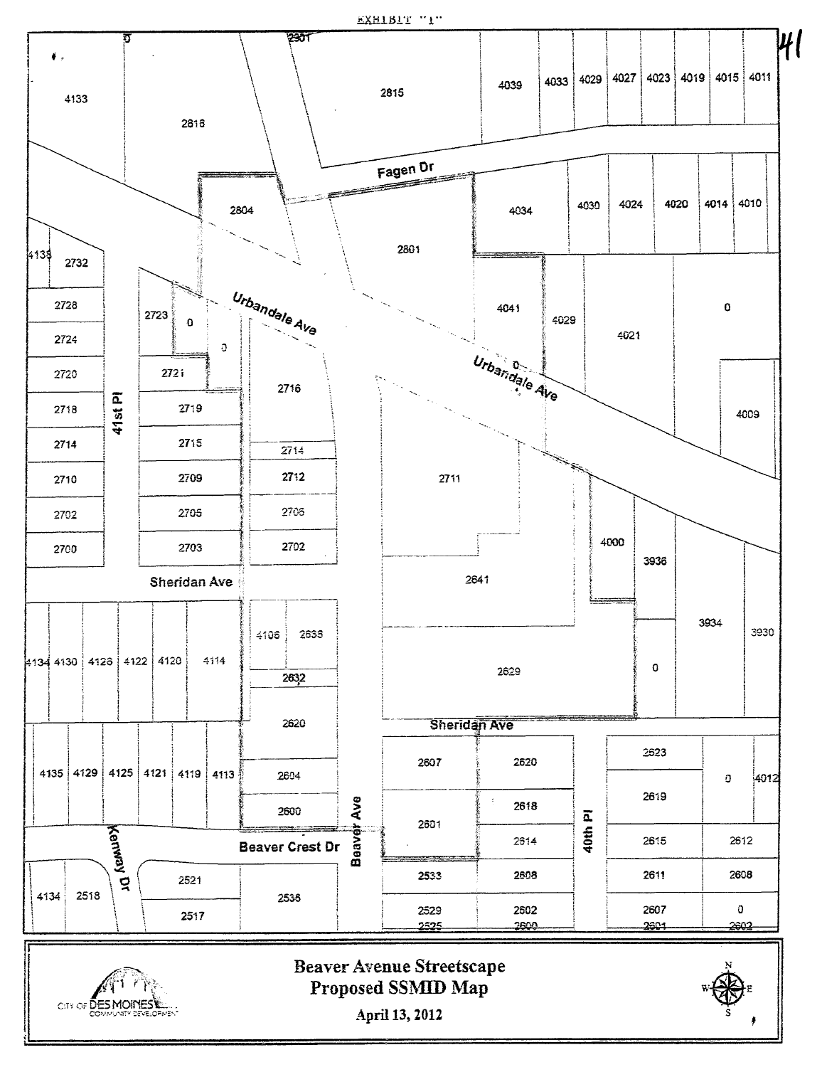EXHIBIT "1"

41

# Beaver Avenue Streetscape

## Proposed SSMID Map

April 13, 2012

CITY OF DES MOINES COMMUNITY DEVELOPMENT

Fagen Dr

Urbandale Ave

41st Pl

Sheridan Ave

Kenway Dr

Beaver Crest Dr

Beaver Ave

40th Pl

4133 2816 2815 4039 4033 4029 4027 4023 4019 4015 4011 2301 0

2804 2801 4034 4030 4024 4020 4014 4010

4135 2732 2728 2724 2720 2718 2714 2710 2702 2700

2723 0 0 2721 2719 2715 2709 2705 2703

2716 2714 2712 2706 2702

4041 4029 4021 0 0 4009 2711 2641 4000 3936 3934 3930 2629 0

4134 4130 4126 4122 4120 4114 4106 2636 2632 2620

4135 4129 4125 4121 4119 4113 2604 2600

2607 2620 2601 2618 2614 2623 0 4012 2619 2615 2612

4134 2518 2521 2517 2536 2533 2608 2529 2602 2525 2600 2611 2608 2607 0 2601 2602

N E S W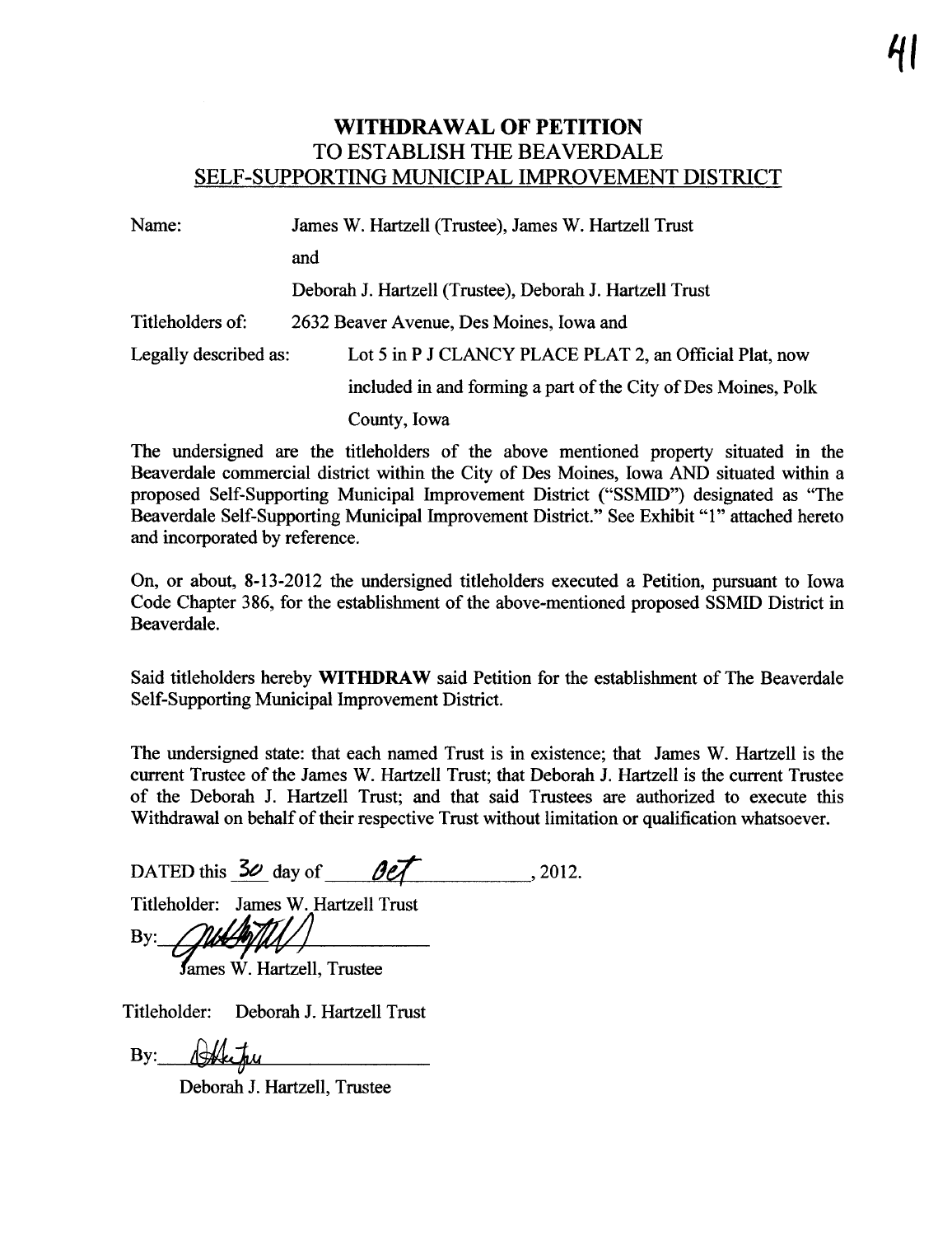# WITHDRAWAL OF PETITION
## TO ESTABLISH THE BEAVERDALE
## SELF-SUPPORTING MUNICIPAL IMPROVEMENT DISTRICT

Name: James W. Hartzell (Trustee), James W. Hartzell Trust

and

Deborah J. Hartzell (Trustee), Deborah J. Hartzell Trust

Titleholders of: 2632 Beaver Avenue, Des Moines, Iowa and

Legally described as: Lot 5 in P J CLANCY PLACE PLAT 2, an Official Plat, now included in and forming a part of the City of Des Moines, Polk County, Iowa

The undersigned are the titleholders of the above mentioned property situated in the Beaverdale commercial district within the City of Des Moines, Iowa AND situated within a proposed Self-Supporting Municipal Improvement District ("SSMID") designated as "The Beaverdale Self-Supporting Municipal Improvement District." See Exhibit "1" attached hereto and incorporated by reference.

On, or about, 8-13-2012 the undersigned titleholders executed a Petition, pursuant to Iowa Code Chapter 386, for the establishment of the above-mentioned proposed SSMID District in Beaverdale.

Said titleholders hereby **WITHDRAW** said Petition for the establishment of The Beaverdale Self-Supporting Municipal Improvement District.

The undersigned state: that each named Trust is in existence; that James W. Hartzell is the current Trustee of the James W. Hartzell Trust; that Deborah J. Hartzell is the current Trustee of the Deborah J. Hartzell Trust; and that said Trustees are authorized to execute this Withdrawal on behalf of their respective Trust without limitation or qualification whatsoever.

DATED this 30 day of Oct, 2012.

Titleholder: James W. Hartzell Trust

By: ______________________

James W. Hartzell, Trustee

Titleholder: Deborah J. Hartzell Trust

By: ______________________

Deborah J. Hartzell, Trustee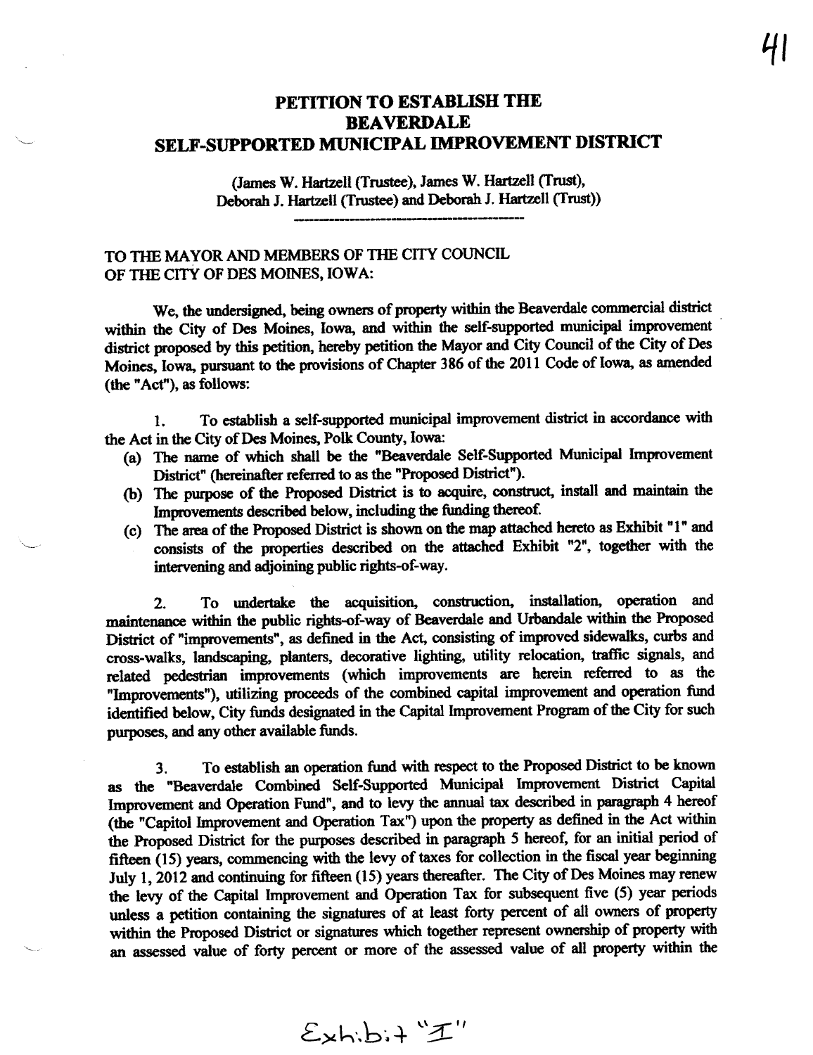# PETITION TO ESTABLISH THE BEAVERDALE SELF-SUPPORTED MUNICIPAL IMPROVEMENT DISTRICT

(James W. Hartzell (Trustee), James W. Hartzell (Trust), Deborah J. Hartzell (Trustee) and Deborah J. Hartzell (Trust))

---

TO THE MAYOR AND MEMBERS OF THE CITY COUNCIL OF THE CITY OF DES MOINES, IOWA:

We, the undersigned, being owners of property within the Beaverdale commercial district within the City of Des Moines, Iowa, and within the self-supported municipal improvement district proposed by this petition, hereby petition the Mayor and City Council of the City of Des Moines, Iowa, pursuant to the provisions of Chapter 386 of the 2011 Code of Iowa, as amended (the "Act"), as follows:

1. To establish a self-supported municipal improvement district in accordance with the Act in the City of Des Moines, Polk County, Iowa:
   (a) The name of which shall be the "Beaverdale Self-Supported Municipal Improvement District" (hereinafter referred to as the "Proposed District").
   (b) The purpose of the Proposed District is to acquire, construct, install and maintain the Improvements described below, including the funding thereof.
   (c) The area of the Proposed District is shown on the map attached hereto as Exhibit "1" and consists of the properties described on the attached Exhibit "2", together with the intervening and adjoining public rights-of-way.

2. To undertake the acquisition, construction, installation, operation and maintenance within the public rights-of-way of Beaverdale and Urbandale within the Proposed District of "improvements", as defined in the Act, consisting of improved sidewalks, curbs and cross-walks, landscaping, planters, decorative lighting, utility relocation, traffic signals, and related pedestrian improvements (which improvements are herein referred to as the "Improvements"), utilizing proceeds of the combined capital improvement and operation fund identified below, City funds designated in the Capital Improvement Program of the City for such purposes, and any other available funds.

3. To establish an operation fund with respect to the Proposed District to be known as the "Beaverdale Combined Self-Supported Municipal Improvement District Capital Improvement and Operation Fund", and to levy the annual tax described in paragraph 4 hereof (the "Capitol Improvement and Operation Tax") upon the property as defined in the Act within the Proposed District for the purposes described in paragraph 5 hereof, for an initial period of fifteen (15) years, commencing with the levy of taxes for collection in the fiscal year beginning July 1, 2012 and continuing for fifteen (15) years thereafter. The City of Des Moines may renew the levy of the Capital Improvement and Operation Tax for subsequent five (5) year periods unless a petition containing the signatures of at least forty percent of all owners of property within the Proposed District or signatures which together represent ownership of property with an assessed value of forty percent or more of the assessed value of all property within the

Exhibit "I"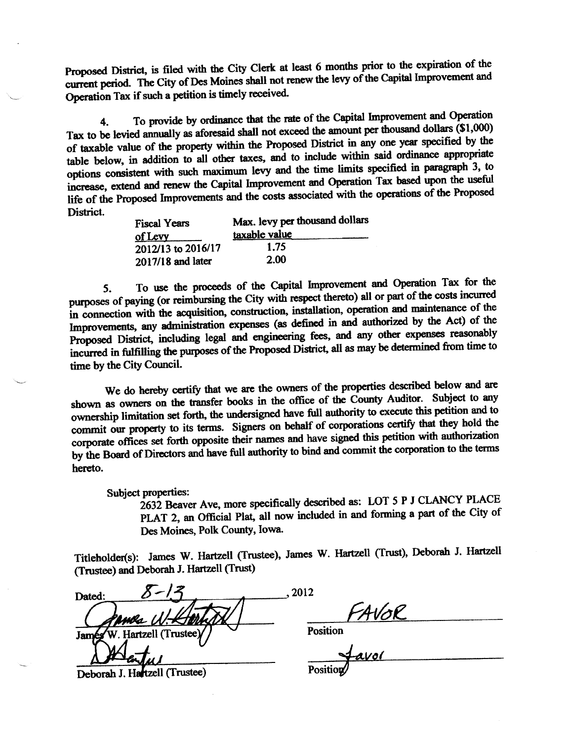Proposed District, is filed with the City Clerk at least 6 months prior to the expiration of the current period. The City of Des Moines shall not renew the levy of the Capital Improvement and Operation Tax if such a petition is timely received.

4. To provide by ordinance that the rate of the Capital Improvement and Operation Tax to be levied annually as aforesaid shall not exceed the amount per thousand dollars ($1,000) of taxable value of the property within the Proposed District in any one year specified by the table below, in addition to all other taxes, and to include within said ordinance appropriate options consistent with such maximum levy and the time limits specified in paragraph 3, to increase, extend and renew the Capital Improvement and Operation Tax based upon the useful life of the Proposed Improvements and the costs associated with the operations of the Proposed District.

| Fiscal Years of Levy | Max. levy per thousand dollars taxable value |
|---|---|
| 2012/13 to 2016/17 | 1.75 |
| 2017/18 and later | 2.00 |

5. To use the proceeds of the Capital Improvement and Operation Tax for the purposes of paying (or reimbursing the City with respect thereto) all or part of the costs incurred in connection with the acquisition, construction, installation, operation and maintenance of the Improvements, any administration expenses (as defined in and authorized by the Act) of the Proposed District, including legal and engineering fees, and any other expenses reasonably incurred in fulfilling the purposes of the Proposed District, all as may be determined from time to time by the City Council.

We do hereby certify that we are the owners of the properties described below and are shown as owners on the transfer books in the office of the County Auditor. Subject to any ownership limitation set forth, the undersigned have full authority to execute this petition and to commit our property to its terms. Signers on behalf of corporations certify that they hold the corporate offices set forth opposite their names and have signed this petition with authorization by the Board of Directors and have full authority to bind and commit the corporation to the terms hereto.

Subject properties:

2632 Beaver Ave, more specifically described as: LOT 5 P J CLANCY PLACE PLAT 2, an Official Plat, all now included in and forming a part of the City of Des Moines, Polk County, Iowa.

Titleholder(s): James W. Hartzell (Trustee), James W. Hartzell (Trust), Deborah J. Hartzell (Trustee) and Deborah J. Hartzell (Trust)

Dated: 8-13, 2012

James W. Hartzell (Trustee) — Position: FAVOR

Deborah J. Hartzell (Trustee) — Position: Favor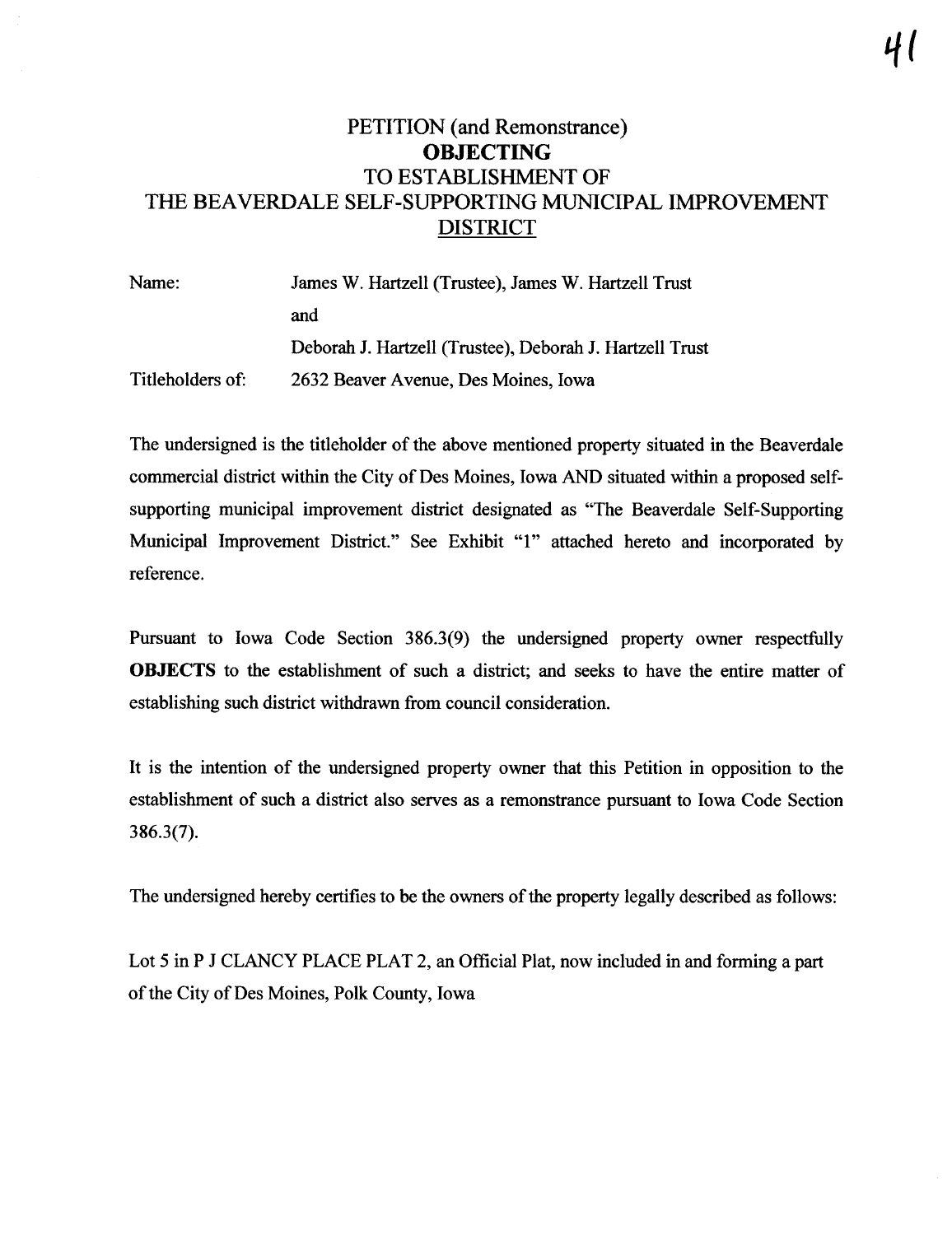# PETITION (and Remonstrance) **OBJECTING** TO ESTABLISHMENT OF THE BEAVERDALE SELF-SUPPORTING MUNICIPAL IMPROVEMENT DISTRICT

Name: James W. Hartzell (Trustee), James W. Hartzell Trust
and
Deborah J. Hartzell (Trustee), Deborah J. Hartzell Trust

Titleholders of: 2632 Beaver Avenue, Des Moines, Iowa

The undersigned is the titleholder of the above mentioned property situated in the Beaverdale commercial district within the City of Des Moines, Iowa AND situated within a proposed self-supporting municipal improvement district designated as "The Beaverdale Self-Supporting Municipal Improvement District." See Exhibit "1" attached hereto and incorporated by reference.

Pursuant to Iowa Code Section 386.3(9) the undersigned property owner respectfully **OBJECTS** to the establishment of such a district; and seeks to have the entire matter of establishing such district withdrawn from council consideration.

It is the intention of the undersigned property owner that this Petition in opposition to the establishment of such a district also serves as a remonstrance pursuant to Iowa Code Section 386.3(7).

The undersigned hereby certifies to be the owners of the property legally described as follows:

Lot 5 in P J CLANCY PLACE PLAT 2, an Official Plat, now included in and forming a part of the City of Des Moines, Polk County, Iowa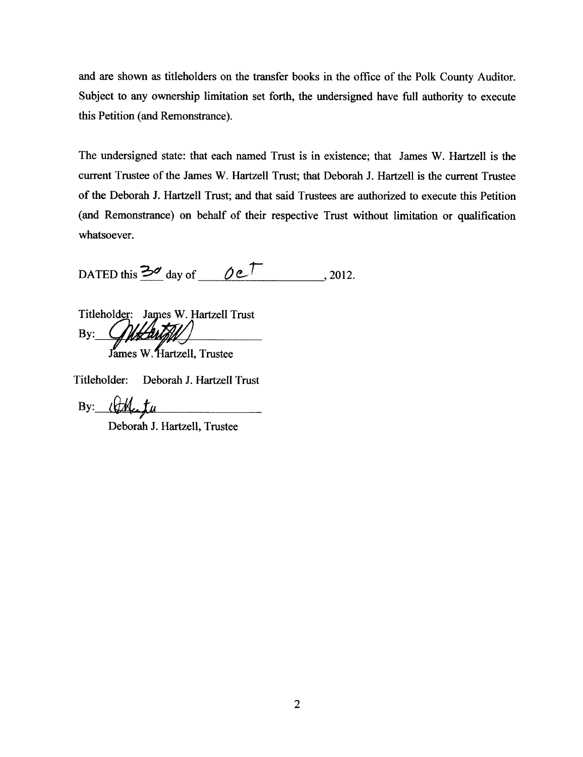and are shown as titleholders on the transfer books in the office of the Polk County Auditor. Subject to any ownership limitation set forth, the undersigned have full authority to execute this Petition (and Remonstrance).

The undersigned state: that each named Trust is in existence; that James W. Hartzell is the current Trustee of the James W. Hartzell Trust; that Deborah J. Hartzell is the current Trustee of the Deborah J. Hartzell Trust; and that said Trustees are authorized to execute this Petition (and Remonstrance) on behalf of their respective Trust without limitation or qualification whatsoever.

DATED this 30 day of Oct, 2012.

Titleholder: James W. Hartzell Trust

By: ______________________

James W. Hartzell, Trustee

Titleholder: Deborah J. Hartzell Trust

By: ______________________

Deborah J. Hartzell, Trustee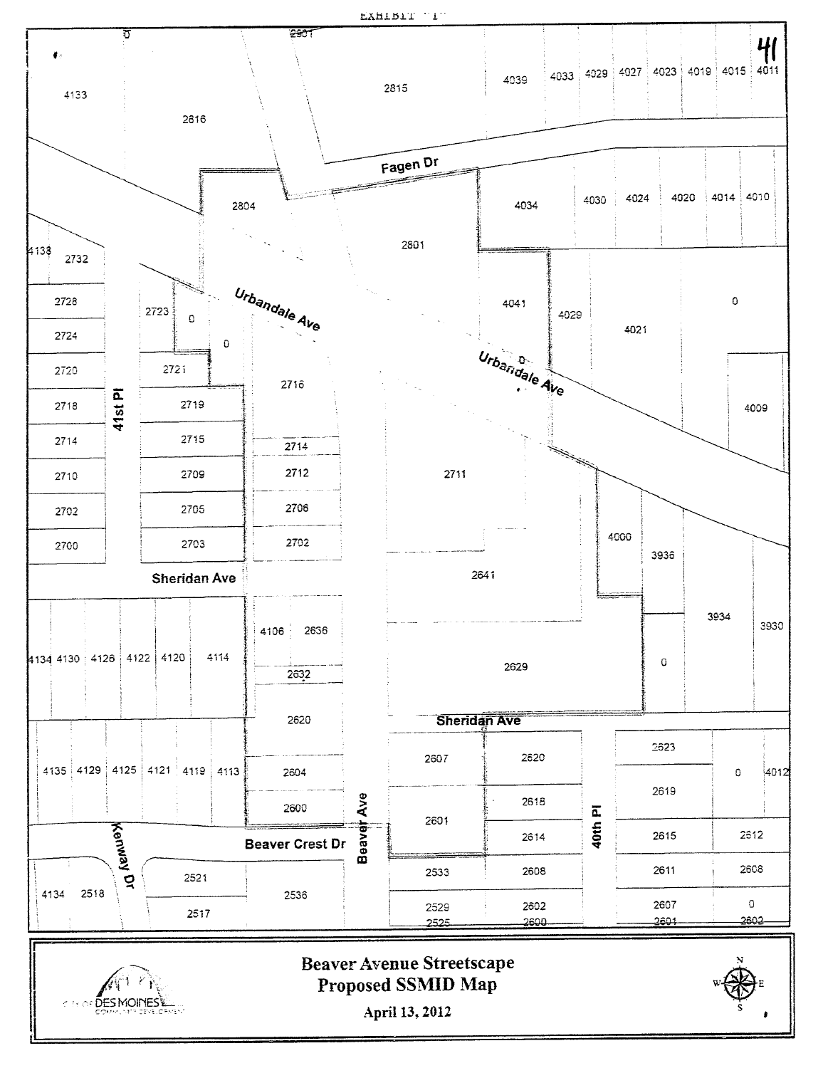EXHIBIT "I"

41

2901

4133

2816

2815

4039 4033 4029 4027 4023 4019 4015 4011

Fagen Dr

2804

4034 4030 4024 4020 4014 4010

2801

4138 2732

2728

2723 0

Urbandale Ave

4041

4029

4021

0

2724

0

2720

2721

Urbandale Ave

2716

4009

2718

41st Pl

2719

2714

2715

2714

2710

2709

2712

2711

2702

2705

2706

4000

2700

2703

2702

3936

Sheridan Ave

2641

3934

3930

4106 2636

4134 4130 4126 4122 4120 4114

2632

2629

0

2620

Sheridan Ave

2623

2607

2620

4135 4129 4125 4121 4119 4113

2604

2619

0 4012

2618

2600

Beaver Ave

2601

40th Pl

Kenway Dr

Beaver Crest Dr

2614

2615

2612

2521

2533

2608

2611

2608

4134 2518

2536

2529

2602

2607

0

2517

2525

2600

2601

2602

CITY OF DES MOINES COMMUNITY DEVELOPMENT

# Beaver Avenue Streetscape
# Proposed SSMID Map

April 13, 2012

N W E S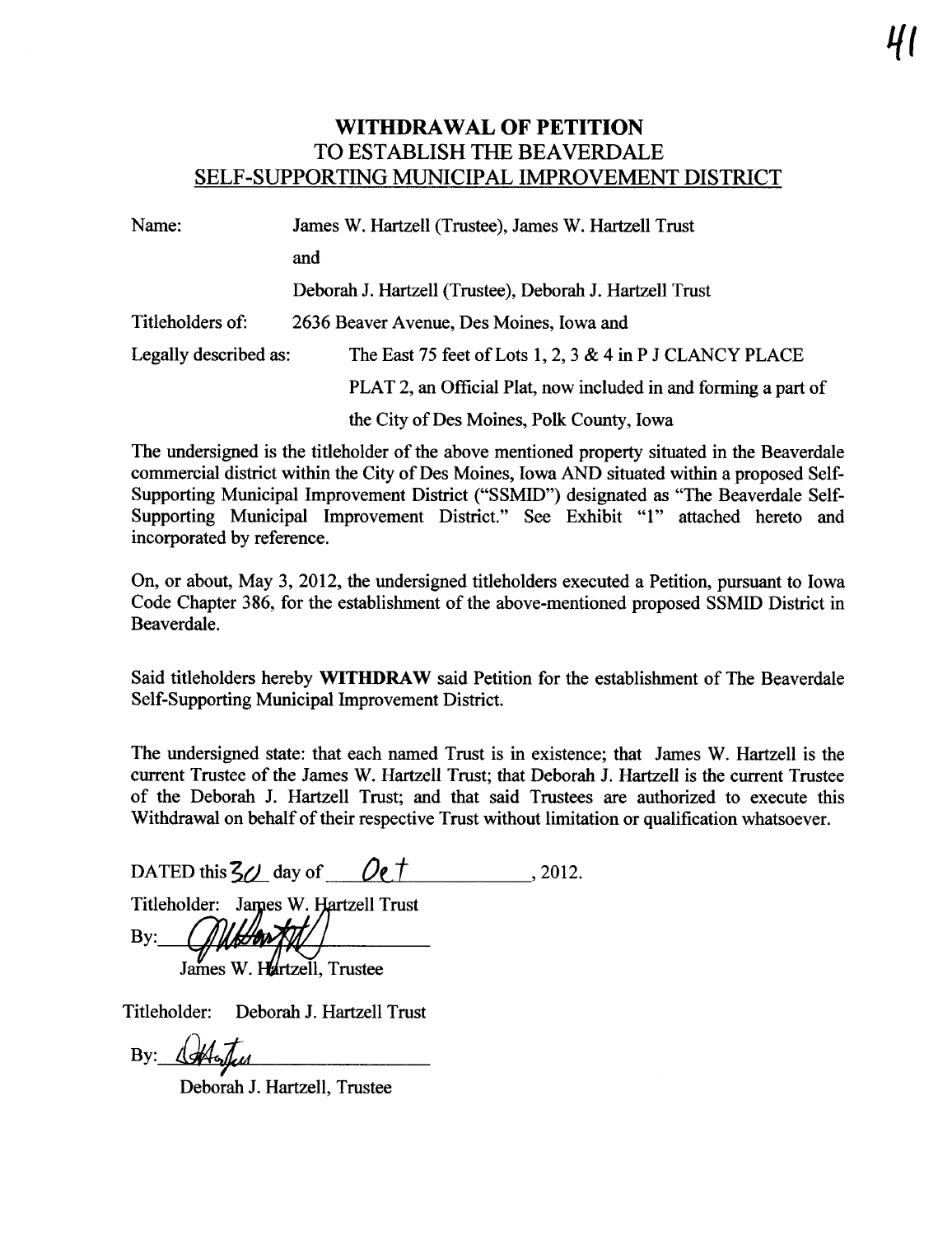# WITHDRAWAL OF PETITION
## TO ESTABLISH THE BEAVERDALE
## SELF-SUPPORTING MUNICIPAL IMPROVEMENT DISTRICT

| | |
|---|---|
| Name: | James W. Hartzell (Trustee), James W. Hartzell Trust |
| | and |
| | Deborah J. Hartzell (Trustee), Deborah J. Hartzell Trust |
| Titleholders of: | 2636 Beaver Avenue, Des Moines, Iowa and |
| Legally described as: | The East 75 feet of Lots 1, 2, 3 & 4 in P J CLANCY PLACE PLAT 2, an Official Plat, now included in and forming a part of the City of Des Moines, Polk County, Iowa |

The undersigned is the titleholder of the above mentioned property situated in the Beaverdale commercial district within the City of Des Moines, Iowa AND situated within a proposed Self-Supporting Municipal Improvement District ("SSMID") designated as "The Beaverdale Self-Supporting Municipal Improvement District." See Exhibit "1" attached hereto and incorporated by reference.

On, or about, May 3, 2012, the undersigned titleholders executed a Petition, pursuant to Iowa Code Chapter 386, for the establishment of the above-mentioned proposed SSMID District in Beaverdale.

Said titleholders hereby **WITHDRAW** said Petition for the establishment of The Beaverdale Self-Supporting Municipal Improvement District.

The undersigned state: that each named Trust is in existence; that James W. Hartzell is the current Trustee of the James W. Hartzell Trust; that Deborah J. Hartzell is the current Trustee of the Deborah J. Hartzell Trust; and that said Trustees are authorized to execute this Withdrawal on behalf of their respective Trust without limitation or qualification whatsoever.

DATED this 30 day of Oct, 2012.

Titleholder: James W. Hartzell Trust

By: [signature]

James W. Hartzell, Trustee

Titleholder: Deborah J. Hartzell Trust

By: [signature]

Deborah J. Hartzell, Trustee